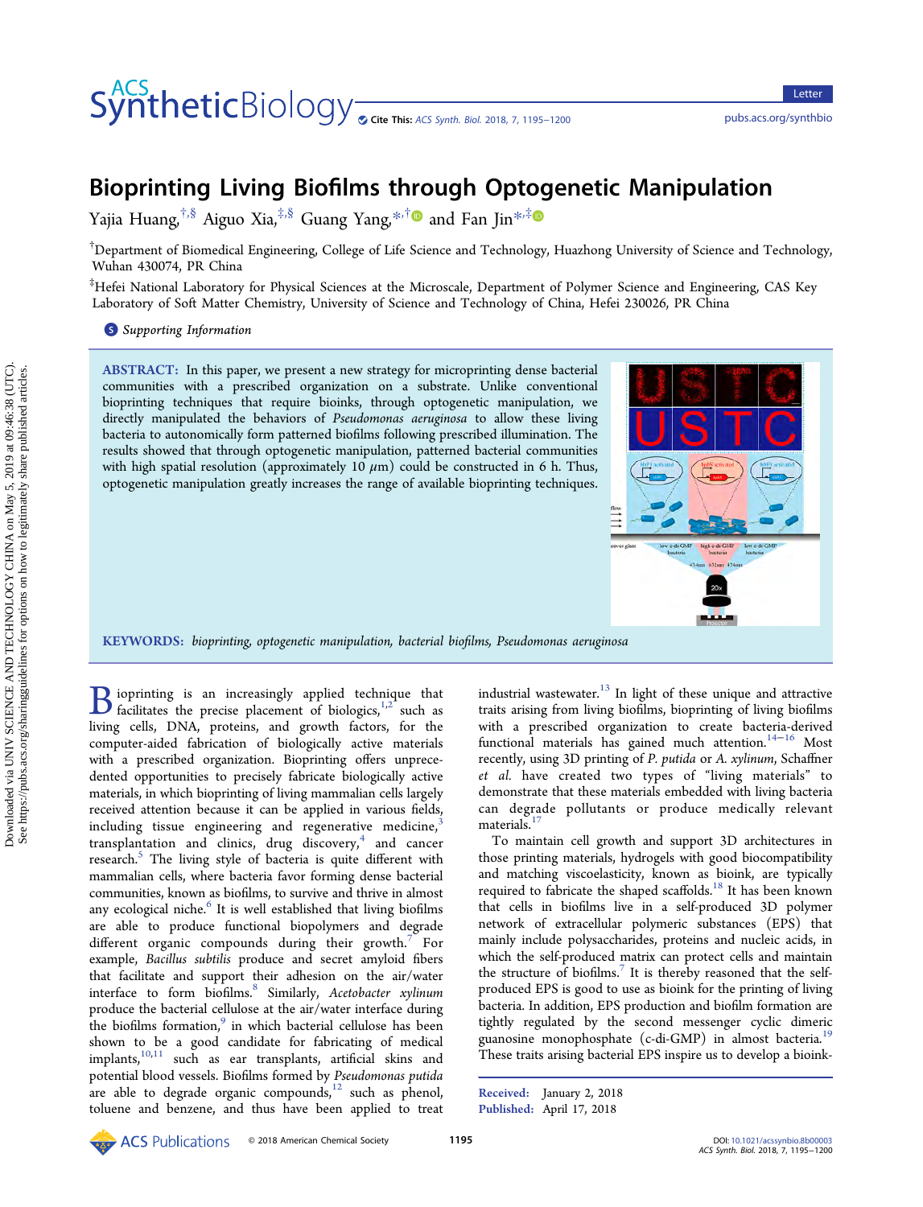# Bioprinting Living Biofilms through Optogenetic Manipulation

Yajia Huang,[†,§] Aiguo Xia,[‡,§] Guang Yang,*[,†] and Fan Jin*[,‡]

[†]Department of Biomedical Engineering, College of Life Science and Technology, Huazhong University of Science and Technology, Wuhan 430074, PR China

[‡]Hefei National Laboratory for Physical Sciences at the Microscale, Department of Polymer Science and Engineering, CAS Key Laboratory of Soft Matter Chemistry, University of Science and Technology of China, Hefei 230026, PR China

Supporting Information

**ABSTRACT:** In this paper, we present a new strategy for microprinting dense bacterial communities with a prescribed organization on a substrate. Unlike conventional bioprinting techniques that require bioinks, through optogenetic manipulation, we directly manipulated the behaviors of *Pseudomonas aeruginosa* to allow these living bacteria to autonomically form patterned biofilms following prescribed illumination. The results showed that through optogenetic manipulation, patterned bacterial communities with high spatial resolution (approximately 10 $\mu$m) could be constructed in 6 h. Thus, optogenetic manipulation greatly increases the range of available bioprinting techniques.

**KEYWORDS:** *bioprinting, optogenetic manipulation, bacterial biofilms, Pseudomonas aeruginosa*

Bioprinting is an increasingly applied technique that facilitates the precise placement of biologics,[1,2] such as living cells, DNA, proteins, and growth factors, for the computer-aided fabrication of biologically active materials with a prescribed organization. Bioprinting offers unprecedented opportunities to precisely fabricate biologically active materials, in which bioprinting of living mammalian cells largely received attention because it can be applied in various fields, including tissue engineering and regenerative medicine,[3] transplantation and clinics, drug discovery,[4] and cancer research.[5] The living style of bacteria is quite different with mammalian cells, where bacteria favor forming dense bacterial communities, known as biofilms, to survive and thrive in almost any ecological niche.[6] It is well established that living biofilms are able to produce functional biopolymers and degrade different organic compounds during their growth.[7] For example, *Bacillus subtilis* produce and secret amyloid fibers that facilitate and support their adhesion on the air/water interface to form biofilms.[8] Similarly, *Acetobacter xylinum* produce the bacterial cellulose at the air/water interface during the biofilms formation,[9] in which bacterial cellulose has been shown to be a good candidate for fabricating of medical implants,[10,11] such as ear transplants, artificial skins and potential blood vessels. Biofilms formed by *Pseudomonas putida* are able to degrade organic compounds,[12] such as phenol, toluene and benzene, and thus have been applied to treat industrial wastewater.[13] In light of these unique and attractive traits arising from living biofilms, bioprinting of living biofilms with a prescribed organization to create bacteria-derived functional materials has gained much attention.[14−16] Most recently, using 3D printing of *P. putida* or *A. xylinum*, Schaffner *et al.* have created two types of "living materials" to demonstrate that these materials embedded with living bacteria can degrade pollutants or produce medically relevant materials.[17]

To maintain cell growth and support 3D architectures in those printing materials, hydrogels with good biocompatibility and matching viscoelasticity, known as bioink, are typically required to fabricate the shaped scaffolds.[18] It has been known that cells in biofilms live in a self-produced 3D polymer network of extracellular polymeric substances (EPS) that mainly include polysaccharides, proteins and nucleic acids, in which the self-produced matrix can protect cells and maintain the structure of biofilms.[7] It is thereby reasoned that the self-produced EPS is good to use as bioink for the printing of living bacteria. In addition, EPS production and biofilm formation are tightly regulated by the second messenger cyclic dimeric guanosine monophosphate (c-di-GMP) in almost bacteria.[19] These traits arising bacterial EPS inspire us to develop a bioink-

Received: January 2, 2018
Published: April 17, 2018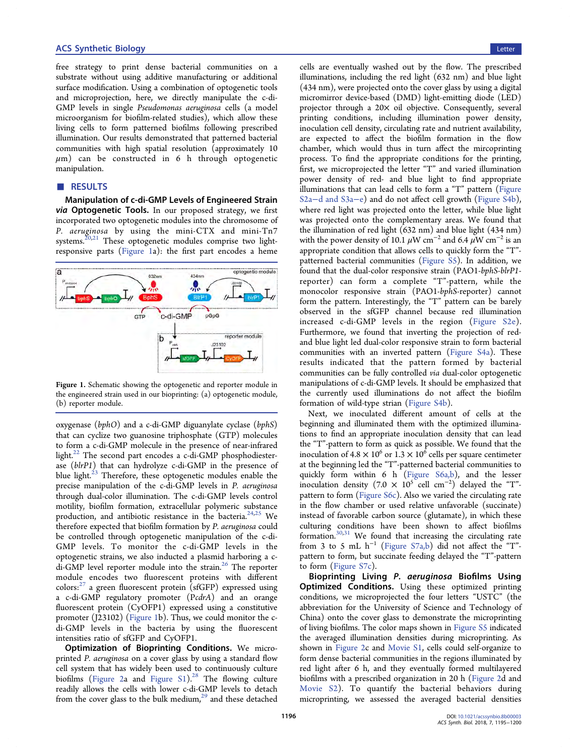free strategy to print dense bacterial communities on a substrate without using additive manufacturing or additional surface modification. Using a combination of optogenetic tools and microprojection, here, we directly manipulate the c-di-GMP levels in single *Pseudomonas aeruginosa* cells (a model microorganism for biofilm-related studies), which allow these living cells to form patterned biofilms following prescribed illumination. Our results demonstrated that patterned bacterial communities with high spatial resolution (approximately 10 $\mu$m) can be constructed in 6 h through optogenetic manipulation.

## RESULTS

**Manipulation of c-di-GMP Levels of Engineered Strain *via* Optogenetic Tools.** In our proposed strategy, we first incorporated two optogenetic modules into the chromosome of *P. aeruginosa* by using the mini-CTX and mini-Tn7 systems.[20,21] These optogenetic modules comprise two light-responsive parts (Figure 1a): the first part encodes a heme oxygenase (*bphO*) and a c-di-GMP diguanylate cyclase (*bphS*) that can cyclize two guanosine triphosphate (GTP) molecules to form a c-di-GMP molecule in the presence of near-infrared light.[22] The second part encodes a c-di-GMP phosphodiesterase (*blrP1*) that can hydrolyze c-di-GMP in the presence of blue light.[23] Therefore, these optogenetic modules enable the precise manipulation of the c-di-GMP levels in *P. aeruginosa* through dual-color illumination. The c-di-GMP levels control motility, biofilm formation, extracellular polymeric substance production, and antibiotic resistance in the bacteria.[24,25] We therefore expected that biofilm formation by *P. aeruginosa* could be controlled through optogenetic manipulation of the c-di-GMP levels. To monitor the c-di-GMP levels in the optogenetic strains, we also inducted a plasmid harboring a c-di-GMP level reporter module into the strain.[26] The reporter module encodes two fluorescent proteins with different colors:[27] a green fluorescent protein (sfGFP) expressed using a c-di-GMP regulatory promoter (P*cdrA*) and an orange fluorescent protein (CyOFP1) expressed using a constitutive promoter (J23102) (Figure 1b). Thus, we could monitor the c-di-GMP levels in the bacteria by using the fluorescent intensities ratio of sfGFP and CyOFP1.

Figure 1. Schematic showing the optogenetic and reporter module in the engineered strain used in our bioprinting: (a) optogenetic module, (b) reporter module.

**Optimization of Bioprinting Conditions.** We microprinted *P. aeruginosa* on a cover glass by using a standard flow cell system that has widely been used to continuously culture biofilms (Figure 2a and Figure S1).[28] The flowing culture readily allows the cells with lower c-di-GMP levels to detach from the cover glass to the bulk medium,[29] and these detached cells are eventually washed out by the flow. The prescribed illuminations, including the red light (632 nm) and blue light (434 nm), were projected onto the cover glass by using a digital micromirror device-based (DMD) light-emitting diode (LED) projector through a 20× oil objective. Consequently, several printing conditions, including illumination power density, inoculation cell density, circulating rate and nutrient availability, are expected to affect the biofilm formation in the flow chamber, which would thus in turn affect the mircoprinting process. To find the appropriate conditions for the printing, first, we microprojected the letter "T" and varied illumination power density of red- and blue light to find appropriate illuminations that can lead cells to form a "T" pattern (Figure S2a–d and S3a–e) and do not affect cell growth (Figure S4b), where red light was projected onto the letter, while blue light was projected onto the complementary areas. We found that the illumination of red light (632 nm) and blue light (434 nm) with the power density of 10.1 $\mu$W cm$^{-2}$ and 6.4 $\mu$W cm$^{-2}$ is an appropriate condition that allows cells to quickly form the "T"-patterned bacterial communities (Figure S5). In addition, we found that the dual-color responsive strain (PAO1-*bphS*-*blrP1*-reporter) can form a complete "T"-pattern, while the monocolor responsive strain (PAO1-*bphS*-reporter) cannot form the pattern. Interestingly, the "T" pattern can be barely observed in the sfGFP channel because red illumination increased c-di-GMP levels in the region (Figure S2e). Furthermore, we found that inverting the projection of red- and blue light led dual-color responsive strain to form bacterial communities with an inverted pattern (Figure S4a). These results indicated that the pattern formed by bacterial communities can be fully controlled *via* dual-color optogenetic manipulations of c-di-GMP levels. It should be emphasized that the currently used illuminations do not affect the biofilm formation of wild-type strian (Figure S4b).

Next, we inoculated different amount of cells at the beginning and illuminated them with the optimized illuminations to find an appropriate inoculation density that can lead the "T"-pattern to form as quick as possible. We found that the inoculation of $4.8 \times 10^6$ or $1.3 \times 10^6$ cells per square centimeter at the beginning led the "T"-patterned bacterial communities to quickly form within 6 h (Figure S6a,b), and the lesser inoculation density ($7.0 \times 10^5$ cell cm$^{-2}$) delayed the "T"-pattern to form (Figure S6c). Also we varied the circulating rate in the flow chamber or used relative unfavorable (succinate) instead of favorable carbon source (glutamate), in which these culturing conditions have been shown to affect biofilms formation.[30,31] We found that increasing the circulating rate from 3 to 5 mL h$^{-1}$ (Figure S7a,b) did not affect the "T"-pattern to form, but succinate feeding delayed the "T"-pattern to form (Figure S7c).

**Bioprinting Living *P. aeruginosa* Biofilms Using Optimized Conditions.** Using these optimized printing conditions, we microprojected the four letters "USTC" (the abbreviation for the University of Science and Technology of China) onto the cover glass to demonstrate the microprinting of living biofilms. The color maps shown in Figure S5 indicated the averaged illumination densities during microprinting. As shown in Figure 2c and Movie S1, cells could self-organize to form dense bacterial communities in the regions illuminated by red light after 6 h, and they eventually formed multilayered biofilms with a prescribed organization in 20 h (Figure 2d and Movie S2). To quantify the bacterial behaviors during microprinting, we assessed the averaged bacterial densities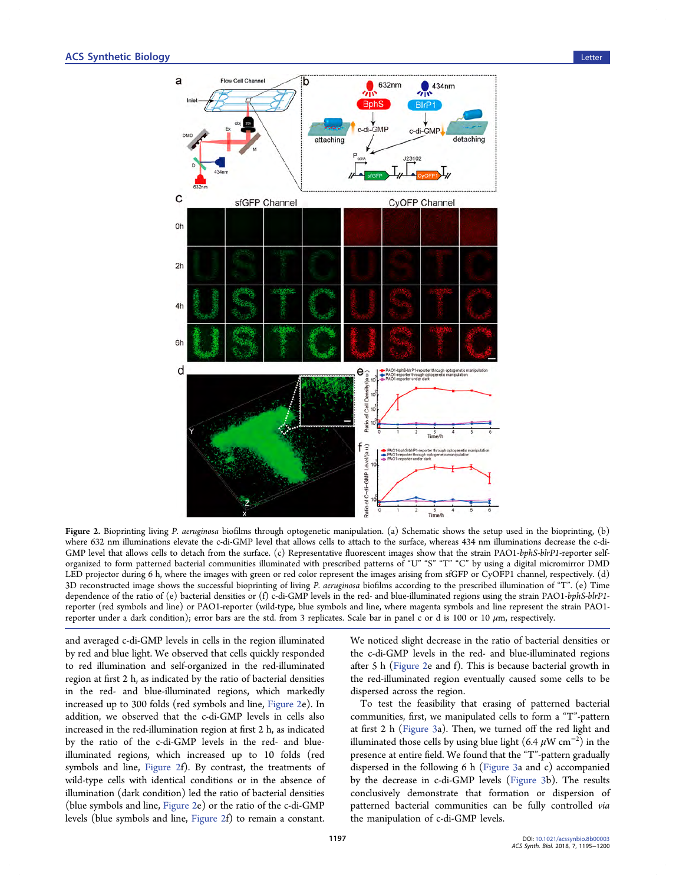**Figure 2.** Bioprinting living *P. aeruginosa* biofilms through optogenetic manipulation. (a) Schematic shows the setup used in the bioprinting, (b) where 632 nm illuminations elevate the c-di-GMP level that allows cells to attach to the surface, whereas 434 nm illuminations decrease the c-di-GMP level that allows cells to detach from the surface. (c) Representative fluorescent images show that the strain PAO1-*bphS-blrP1*-reporter self-organized to form patterned bacterial communities illuminated with prescribed patterns of "U" "S" "T" "C" by using a digital micromirror DMD LED projector during 6 h, where the images with green or red color represent the images arising from sfGFP or CyOFP1 channel, respectively. (d) 3D reconstructed image shows the successful bioprinting of living *P. aeruginosa* biofilms according to the prescribed illumination of "T". (e) Time dependence of the ratio of (e) bacterial densities or (f) c-di-GMP levels in the red- and blue-illuminated regions using the strain PAO1-*bphS-blrP1*-reporter (red symbols and line) or PAO1-reporter (wild-type, blue symbols and line, where magenta symbols and line represent the strain PAO1-reporter under a dark condition); error bars are the std. from 3 replicates. Scale bar in panel c or d is 100 or 10 μm, respectively.

and averaged c-di-GMP levels in cells in the region illuminated by red and blue light. We observed that cells quickly responded to red illumination and self-organized in the red-illuminated region at first 2 h, as indicated by the ratio of bacterial densities in the red- and blue-illuminated regions, which markedly increased up to 300 folds (red symbols and line, Figure 2e). In addition, we observed that the c-di-GMP levels in cells also increased in the red-illumination region at first 2 h, as indicated by the ratio of the c-di-GMP levels in the red- and blue-illuminated regions, which increased up to 10 folds (red symbols and line, Figure 2f). By contrast, the treatments of wild-type cells with identical conditions or in the absence of illumination (dark condition) led the ratio of bacterial densities (blue symbols and line, Figure 2e) or the ratio of the c-di-GMP levels (blue symbols and line, Figure 2f) to remain a constant. We noticed slight decrease in the ratio of bacterial densities or the c-di-GMP levels in the red- and blue-illuminated regions after 5 h (Figure 2e and f). This is because bacterial growth in the red-illuminated region eventually caused some cells to be dispersed across the region.

To test the feasibility that erasing of patterned bacterial communities, first, we manipulated cells to form a "T"-pattern at first 2 h (Figure 3a). Then, we turned off the red light and illuminated those cells by using blue light (6.4 $\mu$W cm$^{-2}$) in the presence at entire field. We found that the "T"-pattern gradually dispersed in the following 6 h (Figure 3a and c) accompanied by the decrease in c-di-GMP levels (Figure 3b). The results conclusively demonstrate that formation or dispersion of patterned bacterial communities can be fully controlled *via* the manipulation of c-di-GMP levels.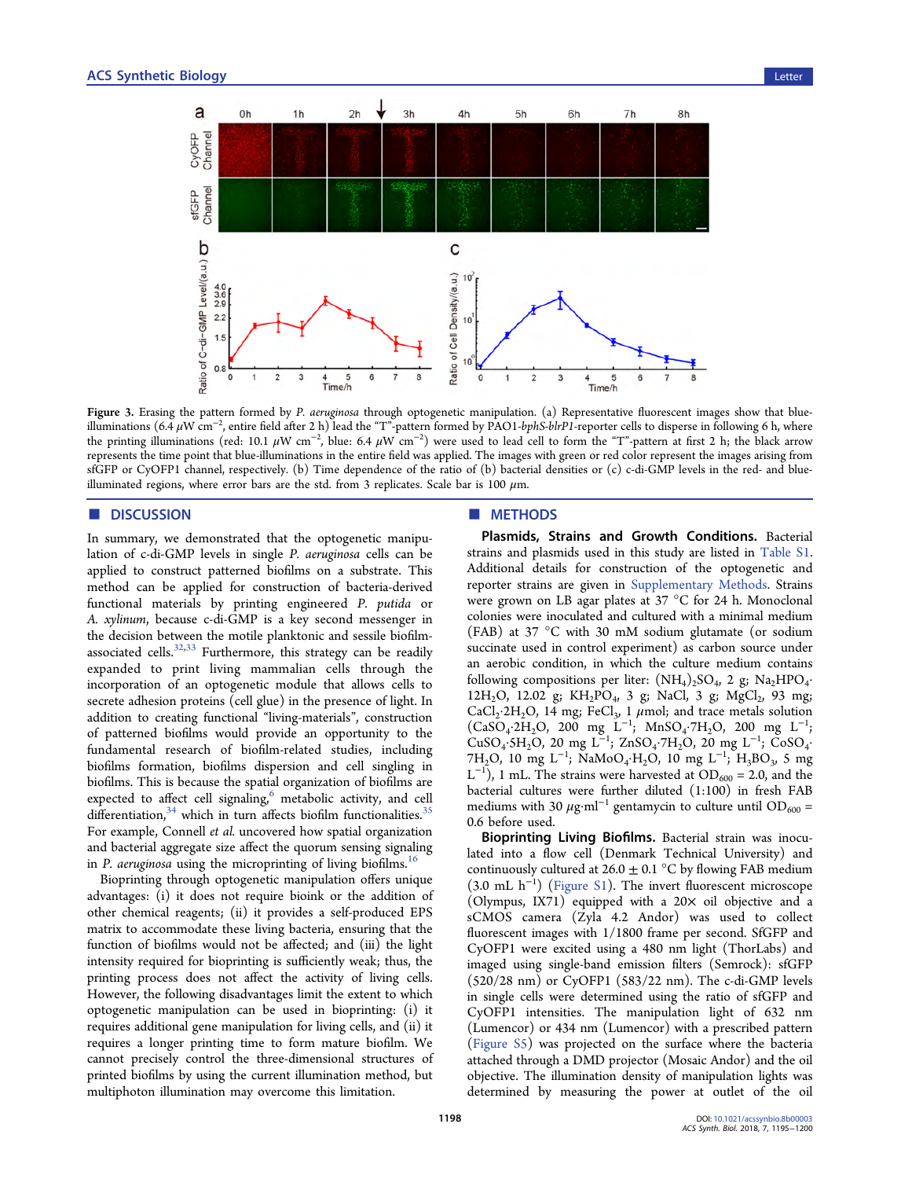Figure 3. Erasing the pattern formed by *P. aeruginosa* through optogenetic manipulation. (a) Representative fluorescent images show that blue-illuminations (6.4 $\mu$W cm$^{-2}$, entire field after 2 h) lead the "T"-pattern formed by PAO1-*bphS-blrP1*-reporter cells to disperse in following 6 h, where the printing illuminations (red: 10.1 $\mu$W cm$^{-2}$, blue: 6.4 $\mu$W cm$^{-2}$) were used to lead cell to form the "T"-pattern at first 2 h; the black arrow represents the time point that blue-illuminations in the entire field was applied. The images with green or red color represent the images arising from sfGFP or CyOFP1 channel, respectively. (b) Time dependence of the ratio of (b) bacterial densities or (c) c-di-GMP levels in the red- and blue-illuminated regions, where error bars are the std. from 3 replicates. Scale bar is 100 $\mu$m.

## DISCUSSION

In summary, we demonstrated that the optogenetic manipulation of c-di-GMP levels in single *P. aeruginosa* cells can be applied to construct patterned biofilms on a substrate. This method can be applied for construction of bacteria-derived functional materials by printing engineered *P. putida* or *A. xylinum*, because c-di-GMP is a key second messenger in the decision between the motile planktonic and sessile biofilm-associated cells.[32,33] Furthermore, this strategy can be readily expanded to print living mammalian cells through the incorporation of an optogenetic module that allows cells to secrete adhesion proteins (cell glue) in the presence of light. In addition to creating functional "living-materials", construction of patterned biofilms would provide an opportunity to the fundamental research of biofilm-related studies, including biofilms formation, biofilms dispersion and cell singling in biofilms. This is because the spatial organization of biofilms are expected to affect cell signaling,[6] metabolic activity, and cell differentiation,[34] which in turn affects biofilm functionalities.[35] For example, Connell *et al.* uncovered how spatial organization and bacterial aggregate size affect the quorum sensing signaling in *P. aeruginosa* using the microprinting of living biofilms.[16]

Bioprinting through optogenetic manipulation offers unique advantages: (i) it does not require bioink or the addition of other chemical reagents; (ii) it provides a self-produced EPS matrix to accommodate these living bacteria, ensuring that the function of biofilms would not be affected; and (iii) the light intensity required for bioprinting is sufficiently weak; thus, the printing process does not affect the activity of living cells. However, the following disadvantages limit the extent to which optogenetic manipulation can be used in bioprinting: (i) it requires additional gene manipulation for living cells, and (ii) it requires a longer printing time to form mature biofilm. We cannot precisely control the three-dimensional structures of printed biofilms by using the current illumination method, but multiphoton illumination may overcome this limitation.

## METHODS

**Plasmids, Strains and Growth Conditions.** Bacterial strains and plasmids used in this study are listed in Table S1. Additional details for construction of the optogenetic and reporter strains are given in Supplementary Methods. Strains were grown on LB agar plates at 37 °C for 24 h. Monoclonal colonies were inoculated and cultured with a minimal medium (FAB) at 37 °C with 30 mM sodium glutamate (or sodium succinate used in control experiment) as carbon source under an aerobic condition, in which the culture medium contains following compositions per liter: $(NH_4)_2SO_4$, 2 g; $Na_2HPO_4 \cdot 12H_2O$, 12.02 g; $KH_2PO_4$, 3 g; NaCl, 3 g; $MgCl_2$, 93 mg; $CaCl_2 \cdot 2H_2O$, 14 mg; $FeCl_3$, 1 $\mu$mol; and trace metals solution ($CaSO_4 \cdot 2H_2O$, 200 mg L$^{-1}$; $MnSO_4 \cdot 7H_2O$, 200 mg L$^{-1}$; $CuSO_4 \cdot 5H_2O$, 20 mg L$^{-1}$; $ZnSO_4 \cdot 7H_2O$, 20 mg L$^{-1}$; $CoSO_4 \cdot 7H_2O$, 10 mg L$^{-1}$; $NaMoO_4 \cdot H_2O$, 10 mg L$^{-1}$; $H_3BO_3$, 5 mg L$^{-1}$), 1 mL. The strains were harvested at $OD_{600}$ = 2.0, and the bacterial cultures were further diluted (1:100) in fresh FAB mediums with 30 $\mu$g·ml$^{-1}$ gentamycin to culture until $OD_{600}$ = 0.6 before used.

**Bioprinting Living Biofilms.** Bacterial strain was inoculated into a flow cell (Denmark Technical University) and continuously cultured at 26.0 ± 0.1 °C by flowing FAB medium (3.0 mL h$^{-1}$) (Figure S1). The invert fluorescent microscope (Olympus, IX71) equipped with a 20× oil objective and a sCMOS camera (Zyla 4.2 Andor) was used to collect fluorescent images with 1/1800 frame per second. SfGFP and CyOFP1 were excited using a 480 nm light (ThorLabs) and imaged using single-band emission filters (Semrock): sfGFP (520/28 nm) or CyOFP1 (583/22 nm). The c-di-GMP levels in single cells were determined using the ratio of sfGFP and CyOFP1 intensities. The manipulation light of 632 nm (Lumencor) or 434 nm (Lumencor) with a prescribed pattern (Figure S5) was projected on the surface where the bacteria attached through a DMD projector (Mosaic Andor) and the oil objective. The illumination density of manipulation lights was determined by measuring the power at outlet of the oil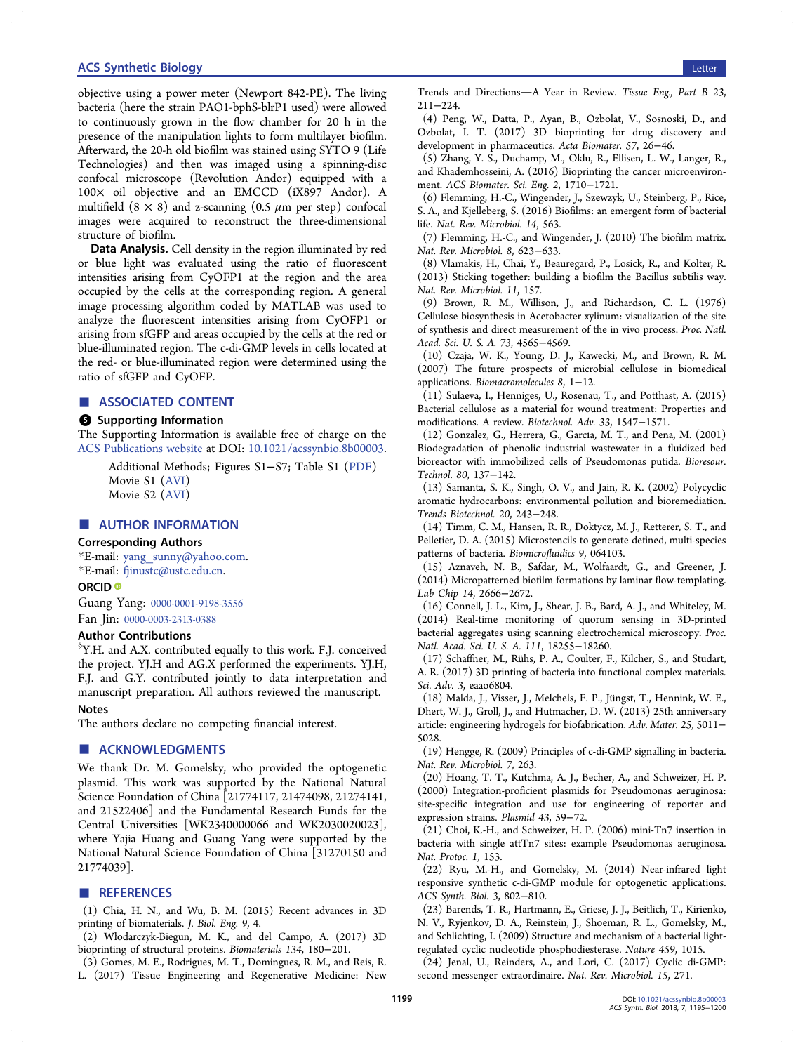objective using a power meter (Newport 842-PE). The living bacteria (here the strain PAO1-bphS-blrP1 used) were allowed to continuously grown in the flow chamber for 20 h in the presence of the manipulation lights to form multilayer biofilm. Afterward, the 20-h old biofilm was stained using SYTO 9 (Life Technologies) and then was imaged using a spinning-disc confocal microscope (Revolution Andor) equipped with a 100× oil objective and an EMCCD (iX897 Andor). A multifield (8 × 8) and z-scanning (0.5 μm per step) confocal images were acquired to reconstruct the three-dimensional structure of biofilm.

**Data Analysis.** Cell density in the region illuminated by red or blue light was evaluated using the ratio of fluorescent intensities arising from CyOFP1 at the region and the area occupied by the cells at the corresponding region. A general image processing algorithm coded by MATLAB was used to analyze the fluorescent intensities arising from CyOFP1 or arising from sfGFP and areas occupied by the cells at the red or blue-illuminated region. The c-di-GMP levels in cells located at the red- or blue-illuminated region were determined using the ratio of sfGFP and CyOFP.

## ASSOCIATED CONTENT

### Supporting Information

The Supporting Information is available free of charge on the ACS Publications website at DOI: 10.1021/acssynbio.8b00003.

Additional Methods; Figures S1–S7; Table S1 (PDF)
Movie S1 (AVI)
Movie S2 (AVI)

## AUTHOR INFORMATION

### Corresponding Authors

*E-mail: yang_sunny@yahoo.com.
*E-mail: fjinustc@ustc.edu.cn.

### ORCID

Guang Yang: 0000-0001-9198-3556
Fan Jin: 0000-0003-2313-0388

### Author Contributions

[§]Y.H. and A.X. contributed equally to this work. F.J. conceived the project. YJ.H and AG.X performed the experiments. YJ.H, F.J. and G.Y. contributed jointly to data interpretation and manuscript preparation. All authors reviewed the manuscript.

### Notes

The authors declare no competing financial interest.

## ACKNOWLEDGMENTS

We thank Dr. M. Gomelsky, who provided the optogenetic plasmid. This work was supported by the National Natural Science Foundation of China [21774117, 21474098, 21274141, and 21522406] and the Fundamental Research Funds for the Central Universities [WK2340000066 and WK2030020023], where Yajia Huang and Guang Yang were supported by the National Natural Science Foundation of China [31270150 and 21774039].

## REFERENCES

(1) Chia, H. N., and Wu, B. M. (2015) Recent advances in 3D printing of biomaterials. *J. Biol. Eng.* 9, 4.

(2) Wlodarczyk-Biegun, M. K., and del Campo, A. (2017) 3D bioprinting of structural proteins. *Biomaterials* 134, 180–201.

(3) Gomes, M. E., Rodrigues, M. T., Domingues, R. M., and Reis, R. L. (2017) Tissue Engineering and Regenerative Medicine: New Trends and Directions—A Year in Review. *Tissue Eng., Part B* 23, 211–224.

(4) Peng, W., Datta, P., Ayan, B., Ozbolat, V., Sosnoski, D., and Ozbolat, I. T. (2017) 3D bioprinting for drug discovery and development in pharmaceutics. *Acta Biomater.* 57, 26–46.

(5) Zhang, Y. S., Duchamp, M., Oklu, R., Ellisen, L. W., Langer, R., and Khademhosseini, A. (2016) Bioprinting the cancer microenvironment. *ACS Biomater. Sci. Eng.* 2, 1710–1721.

(6) Flemming, H.-C., Wingender, J., Szewzyk, U., Steinberg, P., Rice, S. A., and Kjelleberg, S. (2016) Biofilms: an emergent form of bacterial life. *Nat. Rev. Microbiol.* 14, 563.

(7) Flemming, H.-C., and Wingender, J. (2010) The biofilm matrix. *Nat. Rev. Microbiol.* 8, 623–633.

(8) Vlamakis, H., Chai, Y., Beauregard, P., Losick, R., and Kolter, R. (2013) Sticking together: building a biofilm the Bacillus subtilis way. *Nat. Rev. Microbiol.* 11, 157.

(9) Brown, R. M., Willison, J., and Richardson, C. L. (1976) Cellulose biosynthesis in Acetobacter xylinum: visualization of the site of synthesis and direct measurement of the in vivo process. *Proc. Natl. Acad. Sci. U. S. A.* 73, 4565–4569.

(10) Czaja, W. K., Young, D. J., Kawecki, M., and Brown, R. M. (2007) The future prospects of microbial cellulose in biomedical applications. *Biomacromolecules* 8, 1–12.

(11) Sulaeva, I., Henniges, U., Rosenau, T., and Potthast, A. (2015) Bacterial cellulose as a material for wound treatment: Properties and modifications. A review. *Biotechnol. Adv.* 33, 1547–1571.

(12) Gonzalez, G., Herrera, G., García, M. T., and Pena, M. (2001) Biodegradation of phenolic industrial wastewater in a fluidized bed bioreactor with immobilized cells of Pseudomonas putida. *Bioresour. Technol.* 80, 137–142.

(13) Samanta, S. K., Singh, O. V., and Jain, R. K. (2002) Polycyclic aromatic hydrocarbons: environmental pollution and bioremediation. *Trends Biotechnol.* 20, 243–248.

(14) Timm, C. M., Hansen, R. R., Doktycz, M. J., Retterer, S. T., and Pelletier, D. A. (2015) Microstencils to generate defined, multi-species patterns of bacteria. *Biomicrofluidics* 9, 064103.

(15) Aznaveh, N. B., Safdar, M., Wolfaardt, G., and Greener, J. (2014) Micropatterned biofilm formations by laminar flow-templating. *Lab Chip* 14, 2666–2672.

(16) Connell, J. L., Kim, J., Shear, J. B., Bard, A. J., and Whiteley, M. (2014) Real-time monitoring of quorum sensing in 3D-printed bacterial aggregates using scanning electrochemical microscopy. *Proc. Natl. Acad. Sci. U. S. A.* 111, 18255–18260.

(17) Schaffner, M., Rühs, P. A., Coulter, F., Kilcher, S., and Studart, A. R. (2017) 3D printing of bacteria into functional complex materials. *Sci. Adv.* 3, eaao6804.

(18) Malda, J., Visser, J., Melchels, F. P., Jüngst, T., Hennink, W. E., Dhert, W. J., Groll, J., and Hutmacher, D. W. (2013) 25th anniversary article: engineering hydrogels for biofabrication. *Adv. Mater.* 25, 5011–5028.

(19) Hengge, R. (2009) Principles of c-di-GMP signalling in bacteria. *Nat. Rev. Microbiol.* 7, 263.

(20) Hoang, T. T., Kutchma, A. J., Becher, A., and Schweizer, H. P. (2000) Integration-proficient plasmids for Pseudomonas aeruginosa: site-specific integration and use for engineering of reporter and expression strains. *Plasmid* 43, 59–72.

(21) Choi, K.-H., and Schweizer, H. P. (2006) mini-Tn7 insertion in bacteria with single attTn7 sites: example Pseudomonas aeruginosa. *Nat. Protoc.* 1, 153.

(22) Ryu, M.-H., and Gomelsky, M. (2014) Near-infrared light responsive synthetic c-di-GMP module for optogenetic applications. *ACS Synth. Biol.* 3, 802–810.

(23) Barends, T. R., Hartmann, E., Griese, J. J., Beitlich, T., Kirienko, N. V., Ryjenkov, D. A., Reinstein, J., Shoeman, R. L., Gomelsky, M., and Schlichting, I. (2009) Structure and mechanism of a bacterial light-regulated cyclic nucleotide phosphodiesterase. *Nature* 459, 1015.

(24) Jenal, U., Reinders, A., and Lori, C. (2017) Cyclic di-GMP: second messenger extraordinaire. *Nat. Rev. Microbiol.* 15, 271.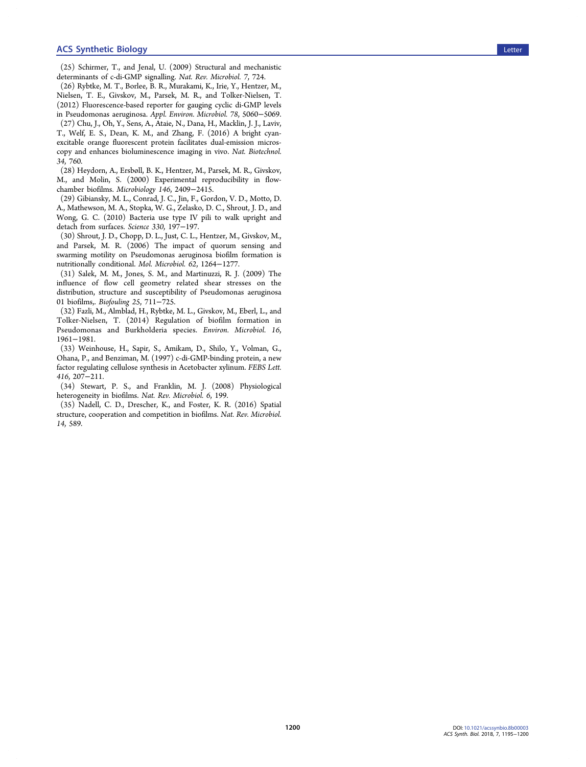(25) Schirmer, T., and Jenal, U. (2009) Structural and mechanistic determinants of c-di-GMP signalling. *Nat. Rev. Microbiol. 7*, 724.

(26) Rybtke, M. T., Borlee, B. R., Murakami, K., Irie, Y., Hentzer, M., Nielsen, T. E., Givskov, M., Parsek, M. R., and Tolker-Nielsen, T. (2012) Fluorescence-based reporter for gauging cyclic di-GMP levels in Pseudomonas aeruginosa. *Appl. Environ. Microbiol. 78*, 5060−5069.

(27) Chu, J., Oh, Y., Sens, A., Ataie, N., Dana, H., Macklin, J. J., Laviv, T., Welf, E. S., Dean, K. M., and Zhang, F. (2016) A bright cyan-excitable orange fluorescent protein facilitates dual-emission microscopy and enhances bioluminescence imaging in vivo. *Nat. Biotechnol. 34*, 760.

(28) Heydorn, A., Ersbøll, B. K., Hentzer, M., Parsek, M. R., Givskov, M., and Molin, S. (2000) Experimental reproducibility in flow-chamber biofilms. *Microbiology 146*, 2409−2415.

(29) Gibiansky, M. L., Conrad, J. C., Jin, F., Gordon, V. D., Motto, D. A., Mathewson, M. A., Stopka, W. G., Zelasko, D. C., Shrout, J. D., and Wong, G. C. (2010) Bacteria use type IV pili to walk upright and detach from surfaces. *Science 330*, 197−197.

(30) Shrout, J. D., Chopp, D. L., Just, C. L., Hentzer, M., Givskov, M., and Parsek, M. R. (2006) The impact of quorum sensing and swarming motility on Pseudomonas aeruginosa biofilm formation is nutritionally conditional. *Mol. Microbiol. 62*, 1264−1277.

(31) Salek, M. M., Jones, S. M., and Martinuzzi, R. J. (2009) The influence of flow cell geometry related shear stresses on the distribution, structure and susceptibility of Pseudomonas aeruginosa 01 biofilms,. *Biofouling 25*, 711−725.

(32) Fazli, M., Almblad, H., Rybtke, M. L., Givskov, M., Eberl, L., and Tolker-Nielsen, T. (2014) Regulation of biofilm formation in Pseudomonas and Burkholderia species. *Environ. Microbiol. 16*, 1961−1981.

(33) Weinhouse, H., Sapir, S., Amikam, D., Shilo, Y., Volman, G., Ohana, P., and Benziman, M. (1997) c-di-GMP-binding protein, a new factor regulating cellulose synthesis in Acetobacter xylinum. *FEBS Lett. 416*, 207−211.

(34) Stewart, P. S., and Franklin, M. J. (2008) Physiological heterogeneity in biofilms. *Nat. Rev. Microbiol. 6*, 199.

(35) Nadell, C. D., Drescher, K., and Foster, K. R. (2016) Spatial structure, cooperation and competition in biofilms. *Nat. Rev. Microbiol. 14*, 589.